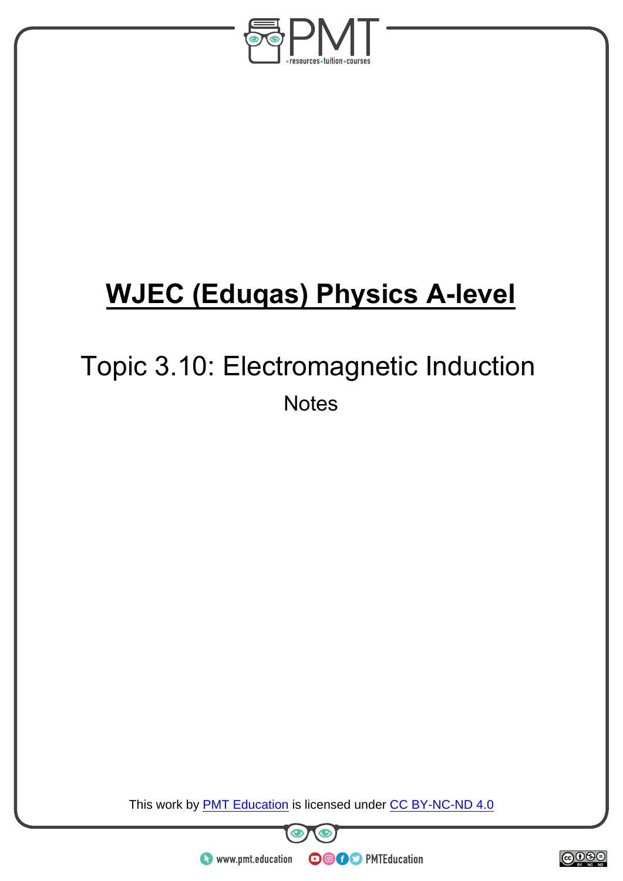# WJEC (Eduqas) Physics A-level

## Topic 3.10: Electromagnetic Induction

Notes

This work by PMT Education is licensed under CC BY-NC-ND 4.0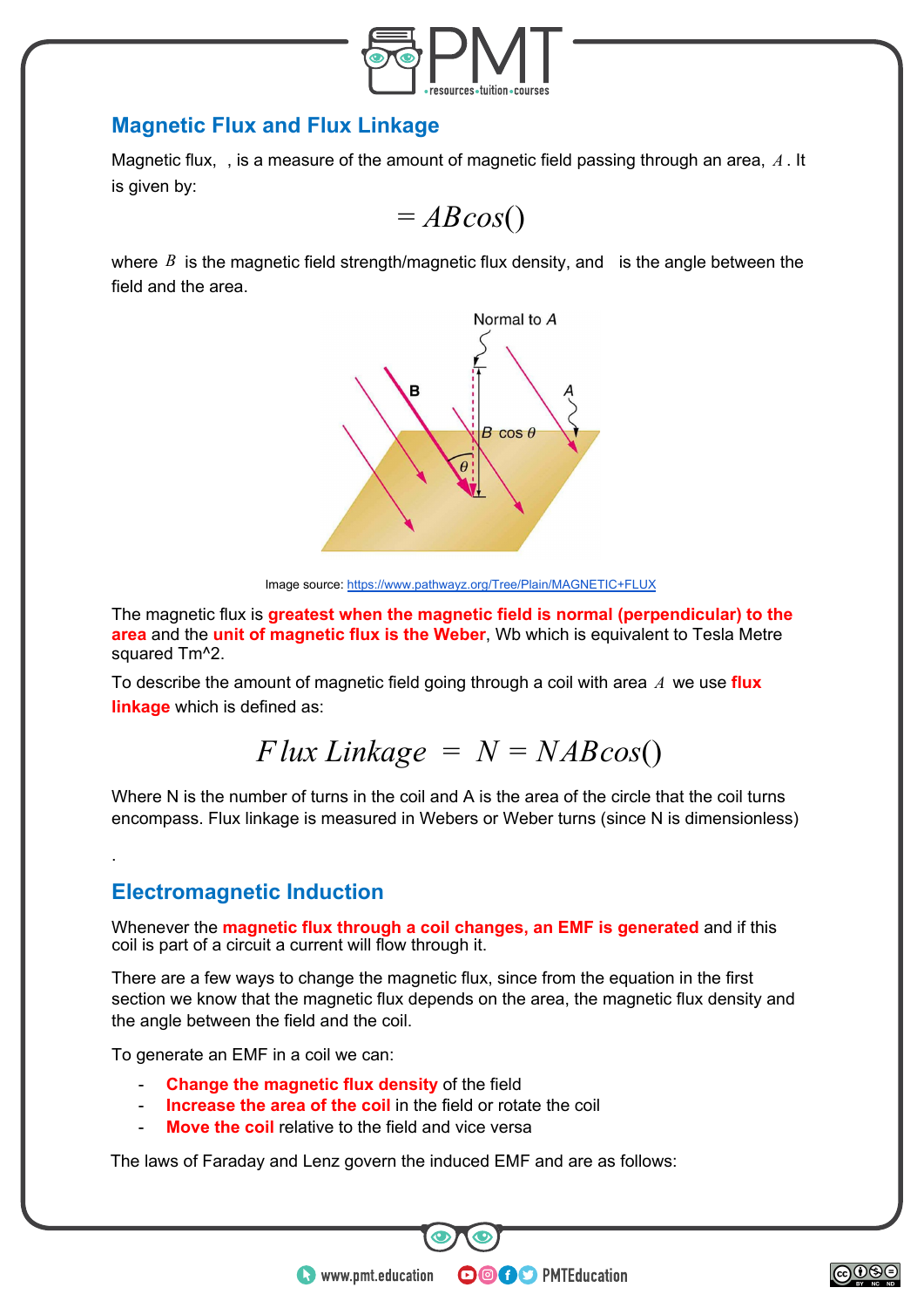## Magnetic Flux and Flux Linkage

Magnetic flux, , is a measure of the amount of magnetic field passing through an area, $A$. It is given by:

$$= ABcos()$$

where $B$ is the magnetic field strength/magnetic flux density, and  is the angle between the field and the area.

Image source: https://www.pathwayz.org/Tree/Plain/MAGNETIC+FLUX

The magnetic flux is **greatest when the magnetic field is normal (perpendicular) to the area** and the **unit of magnetic flux is the Weber**, Wb which is equivalent to Tesla Metre squared Tm^2.

To describe the amount of magnetic field going through a coil with area $A$ we use **flux linkage** which is defined as:

$$Flux\ Linkage\ =\ N = NABcos()$$

Where N is the number of turns in the coil and A is the area of the circle that the coil turns encompass. Flux linkage is measured in Webers or Weber turns (since N is dimensionless)

.

## Electromagnetic Induction

Whenever the **magnetic flux through a coil changes, an EMF is generated** and if this coil is part of a circuit a current will flow through it.

There are a few ways to change the magnetic flux, since from the equation in the first section we know that the magnetic flux depends on the area, the magnetic flux density and the angle between the field and the coil.

To generate an EMF in a coil we can:

- **Change the magnetic flux density** of the field
- **Increase the area of the coil** in the field or rotate the coil
- **Move the coil** relative to the field and vice versa

The laws of Faraday and Lenz govern the induced EMF and are as follows: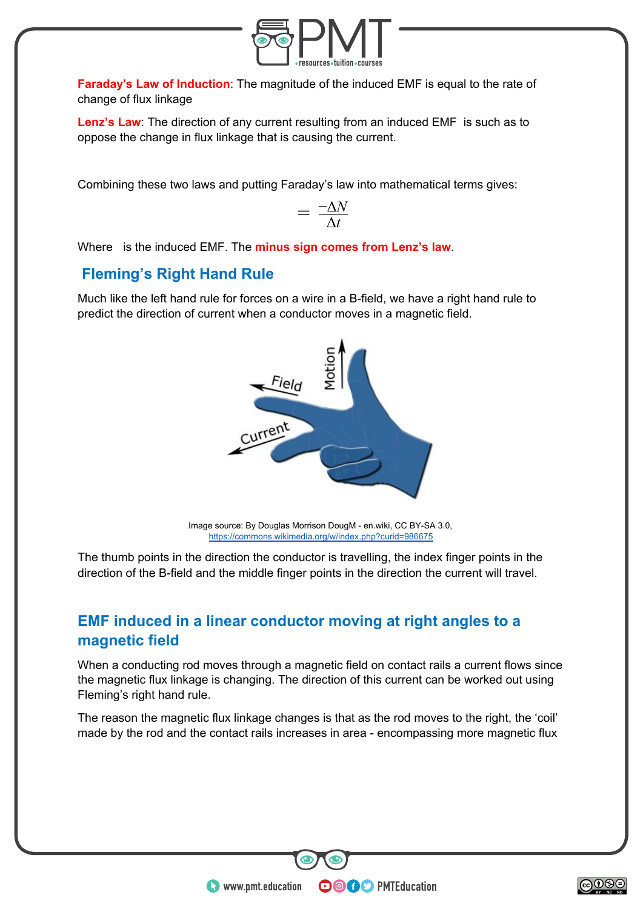**Faraday's Law of Induction**: The magnitude of the induced EMF is equal to the rate of change of flux linkage

**Lenz's Law**: The direction of any current resulting from an induced EMF is such as to oppose the change in flux linkage that is causing the current.

Combining these two laws and putting Faraday's law into mathematical terms gives:

$$= \frac{-\Delta N}{\Delta t}$$

Where is the induced EMF. The **minus sign comes from Lenz's law**.

## Fleming's Right Hand Rule

Much like the left hand rule for forces on a wire in a B-field, we have a right hand rule to predict the direction of current when a conductor moves in a magnetic field.

Image source: By Douglas Morrison DougM - en.wiki, CC BY-SA 3.0, https://commons.wikimedia.org/w/index.php?curid=986675

The thumb points in the direction the conductor is travelling, the index finger points in the direction of the B-field and the middle finger points in the direction the current will travel.

## EMF induced in a linear conductor moving at right angles to a magnetic field

When a conducting rod moves through a magnetic field on contact rails a current flows since the magnetic flux linkage is changing. The direction of this current can be worked out using Fleming's right hand rule.

The reason the magnetic flux linkage changes is that as the rod moves to the right, the 'coil' made by the rod and the contact rails increases in area - encompassing more magnetic flux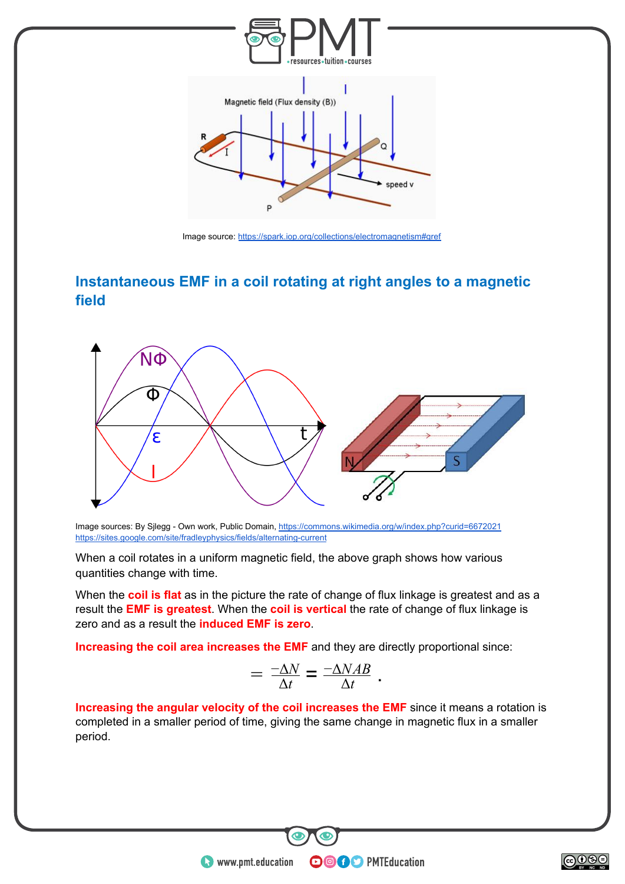Image source: https://spark.iop.org/collections/electromagnetism#gref

## Instantaneous EMF in a coil rotating at right angles to a magnetic field

Image sources: By Sjlegg - Own work, Public Domain, https://commons.wikimedia.org/w/index.php?curid=6672021
https://sites.google.com/site/fradleyphysics/fields/alternating-current

When a coil rotates in a uniform magnetic field, the above graph shows how various quantities change with time.

When the **coil is flat** as in the picture the rate of change of flux linkage is greatest and as a result the **EMF is greatest**. When the **coil is vertical** the rate of change of flux linkage is zero and as a result the **induced EMF is zero**.

**Increasing the coil area increases the EMF** and they are directly proportional since:

$$= \frac{-\Delta N}{\Delta t} = \frac{-\Delta NAB}{\Delta t} .$$

**Increasing the angular velocity of the coil increases the EMF** since it means a rotation is completed in a smaller period of time, giving the same change in magnetic flux in a smaller period.